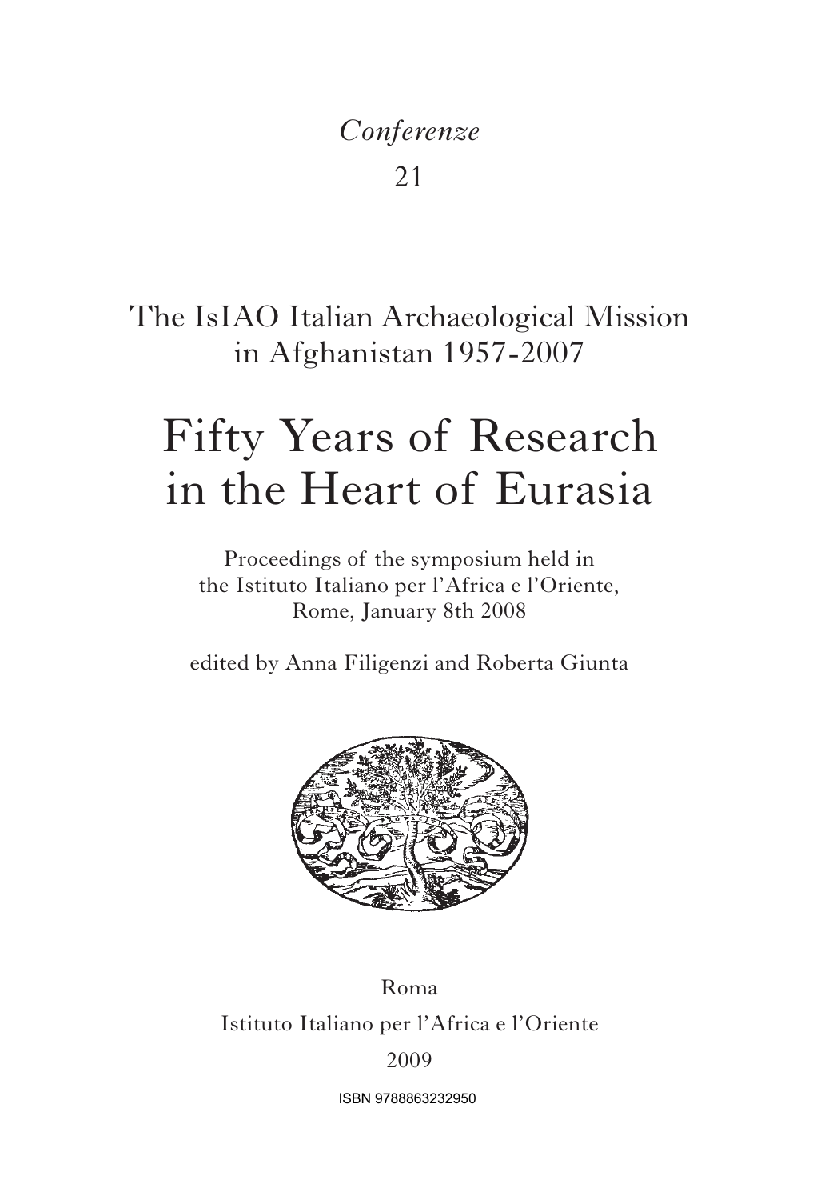*Conferenze*

21

The IsIAO Italian Archaeological Mission in Afghanistan 1957-2007

# Fifty Years of Research in the Heart of Eurasia

Proceedings of the symposium held in the Istituto Italiano per l'Africa e l'Oriente, Rome, January 8th 2008

edited by Anna Filigenzi and Roberta Giunta

Roma

Istituto Italiano per l'Africa e l'Oriente

2009

ISBN 9788863232950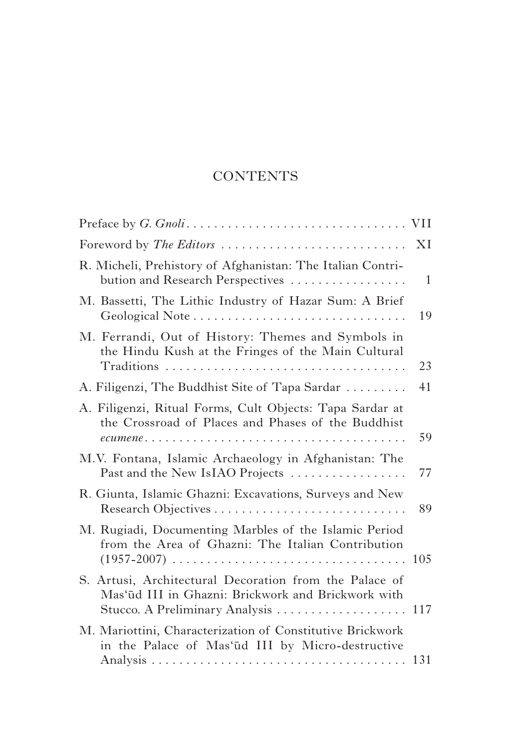# CONTENTS

Preface by *G. Gnoli* . . . . . . . . . . . . . . . . . . . . . . . . . . . . . . . . VII

Foreword by *The Editors* . . . . . . . . . . . . . . . . . . . . . . . . . . . XI

R. Micheli, Prehistory of Afghanistan: The Italian Contribution and Research Perspectives . . . . . . . . . . . . . . . . . 1

M. Bassetti, The Lithic Industry of Hazar Sum: A Brief Geological Note . . . . . . . . . . . . . . . . . . . . . . . . . . . . . . . 19

M. Ferrandi, Out of History: Themes and Symbols in the Hindu Kush at the Fringes of the Main Cultural Traditions . . . . . . . . . . . . . . . . . . . . . . . . . . . . . . . . . . . 23

A. Filigenzi, The Buddhist Site of Tapa Sardar . . . . . . . . . 41

A. Filigenzi, Ritual Forms, Cult Objects: Tapa Sardar at the Crossroad of Places and Phases of the Buddhist *ecumene* . . . . . . . . . . . . . . . . . . . . . . . . . . . . . . . . . . . . . 59

M.V. Fontana, Islamic Archaeology in Afghanistan: The Past and the New IsIAO Projects . . . . . . . . . . . . . . . . . 77

R. Giunta, Islamic Ghazni: Excavations, Surveys and New Research Objectives . . . . . . . . . . . . . . . . . . . . . . . . . . . . 89

M. Rugiadi, Documenting Marbles of the Islamic Period from the Area of Ghazni: The Italian Contribution (1957-2007) . . . . . . . . . . . . . . . . . . . . . . . . . . . . . . . . . . 105

S. Artusi, Architectural Decoration from the Palace of Mas'ūd III in Ghazni: Brickwork and Brickwork with Stucco. A Preliminary Analysis . . . . . . . . . . . . . . . . . . . 117

M. Mariottini, Characterization of Constitutive Brickwork in the Palace of Mas'ūd III by Micro-destructive Analysis . . . . . . . . . . . . . . . . . . . . . . . . . . . . . . . . . . . . . 131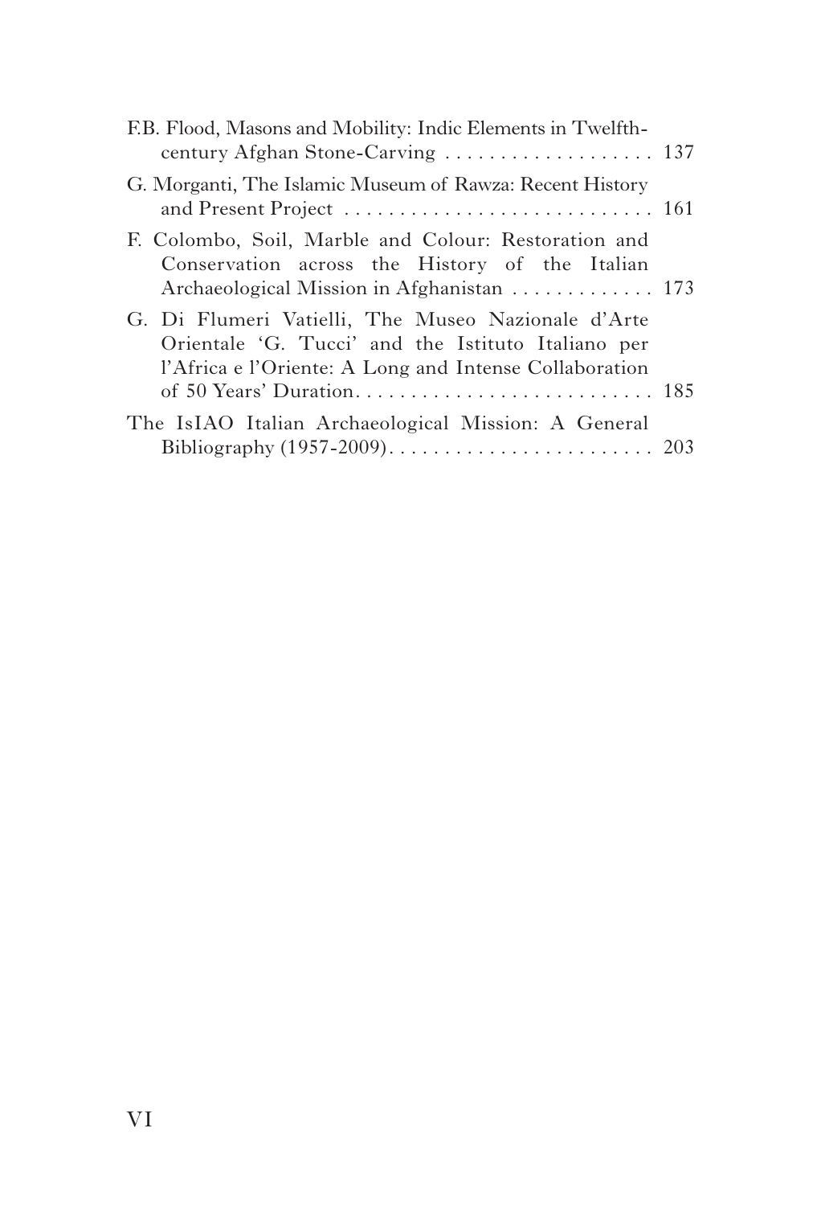F.B. Flood, Masons and Mobility: Indic Elements in Twelfth-century Afghan Stone-Carving . . . . . . . . . . . . . . . . . . . 137

G. Morganti, The Islamic Museum of Rawza: Recent History and Present Project . . . . . . . . . . . . . . . . . . . . . . . . . . . . 161

F. Colombo, Soil, Marble and Colour: Restoration and Conservation across the History of the Italian Archaeological Mission in Afghanistan . . . . . . . . . . . . . 173

G. Di Flumeri Vatielli, The Museo Nazionale d'Arte Orientale 'G. Tucci' and the Istituto Italiano per l'Africa e l'Oriente: A Long and Intense Collaboration of 50 Years' Duration. . . . . . . . . . . . . . . . . . . . . . . . . . . 185

The IsIAO Italian Archaeological Mission: A General Bibliography (1957-2009). . . . . . . . . . . . . . . . . . . . . . . . . 203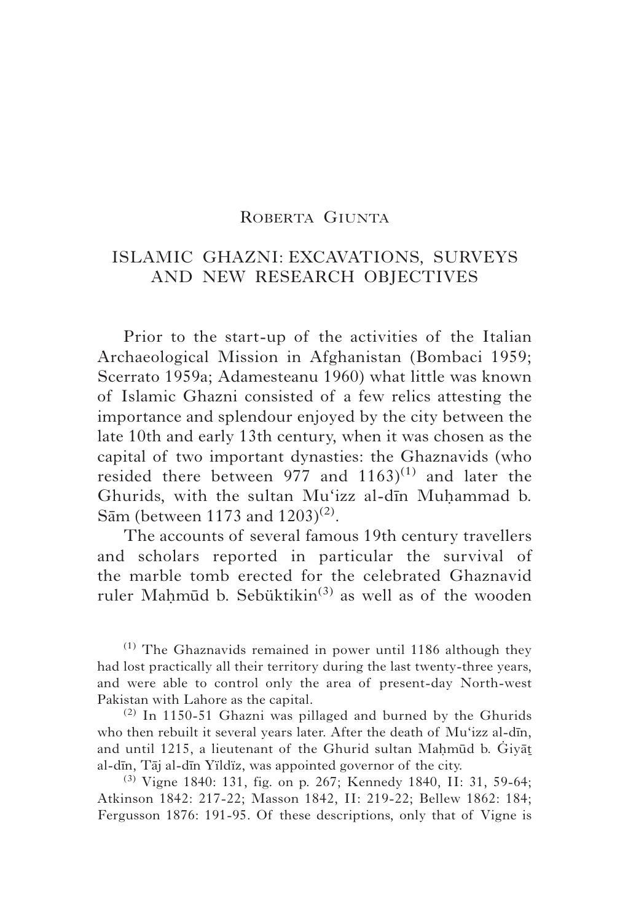Roberta Giunta

# ISLAMIC GHAZNI: EXCAVATIONS, SURVEYS AND NEW RESEARCH OBJECTIVES

Prior to the start-up of the activities of the Italian Archaeological Mission in Afghanistan (Bombaci 1959; Scerrato 1959a; Adamesteanu 1960) what little was known of Islamic Ghazni consisted of a few relics attesting the importance and splendour enjoyed by the city between the late 10th and early 13th century, when it was chosen as the capital of two important dynasties: the Ghaznavids (who resided there between 977 and 1163)[1] and later the Ghurids, with the sultan Mu'izz al-dīn Muḥammad b. Sām (between 1173 and 1203)[2].

The accounts of several famous 19th century travellers and scholars reported in particular the survival of the marble tomb erected for the celebrated Ghaznavid ruler Maḥmūd b. Sebüktikin[3] as well as of the wooden

---

[1] The Ghaznavids remained in power until 1186 although they had lost practically all their territory during the last twenty-three years, and were able to control only the area of present-day North-west Pakistan with Lahore as the capital.

[2] In 1150-51 Ghazni was pillaged and burned by the Ghurids who then rebuilt it several years later. After the death of Mu'izz al-dīn, and until 1215, a lieutenant of the Ghurid sultan Maḥmūd b. Ġiyāṯ al-dīn, Tāj al-dīn Yïldïz, was appointed governor of the city.

[3] Vigne 1840: 131, fig. on p. 267; Kennedy 1840, II: 31, 59-64; Atkinson 1842: 217-22; Masson 1842, II: 219-22; Bellew 1862: 184; Fergusson 1876: 191-95. Of these descriptions, only that of Vigne is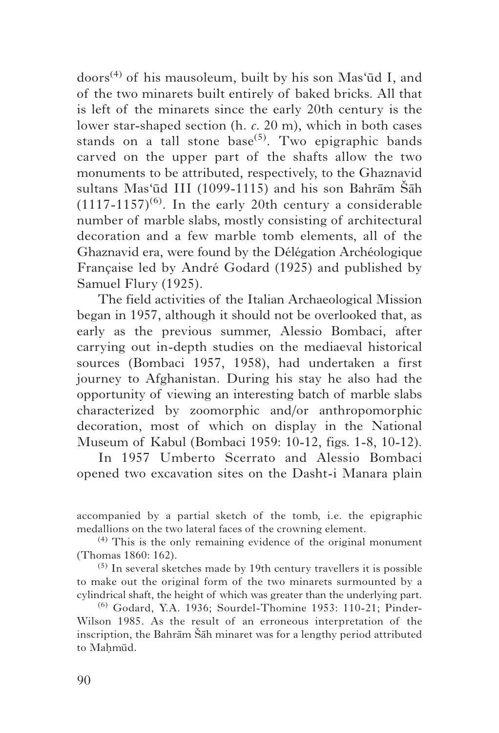doors[4] of his mausoleum, built by his son Mas'ūd I, and of the two minarets built entirely of baked bricks. All that is left of the minarets since the early 20th century is the lower star-shaped section (h. *c.* 20 m), which in both cases stands on a tall stone base[5]. Two epigraphic bands carved on the upper part of the shafts allow the two monuments to be attributed, respectively, to the Ghaznavid sultans Mas'ūd III (1099-1115) and his son Bahrām Šāh (1117-1157)[6]. In the early 20th century a considerable number of marble slabs, mostly consisting of architectural decoration and a few marble tomb elements, all of the Ghaznavid era, were found by the Délégation Archéologique Française led by André Godard (1925) and published by Samuel Flury (1925).

The field activities of the Italian Archaeological Mission began in 1957, although it should not be overlooked that, as early as the previous summer, Alessio Bombaci, after carrying out in-depth studies on the mediaeval historical sources (Bombaci 1957, 1958), had undertaken a first journey to Afghanistan. During his stay he also had the opportunity of viewing an interesting batch of marble slabs characterized by zoomorphic and/or anthropomorphic decoration, most of which on display in the National Museum of Kabul (Bombaci 1959: 10-12, figs. 1-8, 10-12).

In 1957 Umberto Scerrato and Alessio Bombaci opened two excavation sites on the Dasht-i Manara plain

accompanied by a partial sketch of the tomb, i.e. the epigraphic medallions on the two lateral faces of the crowning element.

[4] This is the only remaining evidence of the original monument (Thomas 1860: 162).

[5] In several sketches made by 19th century travellers it is possible to make out the original form of the two minarets surmounted by a cylindrical shaft, the height of which was greater than the underlying part.

[6] Godard, Y.A. 1936; Sourdel-Thomine 1953: 110-21; Pinder-Wilson 1985. As the result of an erroneous interpretation of the inscription, the Bahrām Šāh minaret was for a lengthy period attributed to Maḥmūd.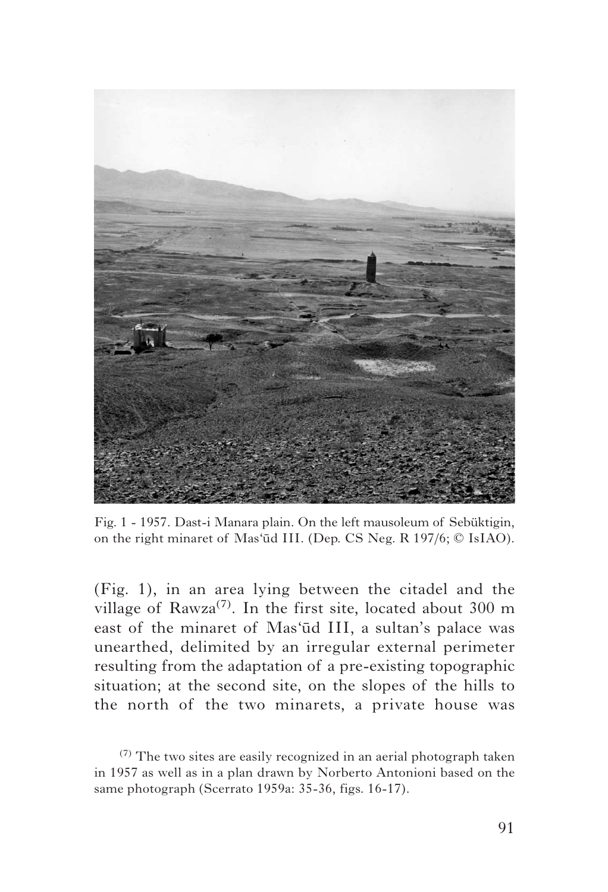Fig. 1 - 1957. Dast-i Manara plain. On the left mausoleum of Sebüktigin, on the right minaret of Mas'ūd III. (Dep. CS Neg. R 197/6; © IsIAO).

(Fig. 1), in an area lying between the citadel and the village of Rawza[7]. In the first site, located about 300 m east of the minaret of Mas'ūd III, a sultan's palace was unearthed, delimited by an irregular external perimeter resulting from the adaptation of a pre-existing topographic situation; at the second site, on the slopes of the hills to the north of the two minarets, a private house was

[7] The two sites are easily recognized in an aerial photograph taken in 1957 as well as in a plan drawn by Norberto Antonioni based on the same photograph (Scerrato 1959a: 35-36, figs. 16-17).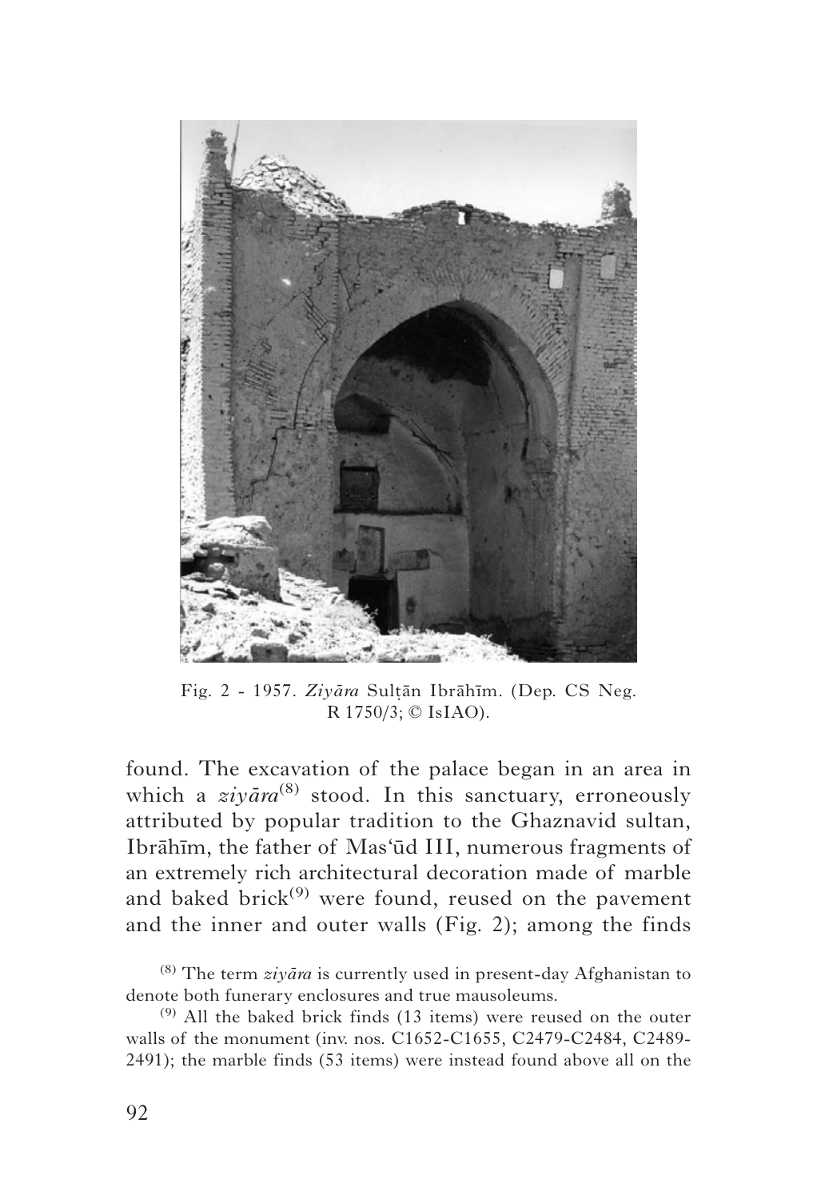Fig. 2 - 1957. *Ziyāra* Sulṭān Ibrāhīm. (Dep. CS Neg. R 1750/3; © IsIAO).

found. The excavation of the palace began in an area in which a *ziyāra*[8] stood. In this sanctuary, erroneously attributed by popular tradition to the Ghaznavid sultan, Ibrāhīm, the father of Mas'ūd III, numerous fragments of an extremely rich architectural decoration made of marble and baked brick[9] were found, reused on the pavement and the inner and outer walls (Fig. 2); among the finds

[8] The term *ziyāra* is currently used in present-day Afghanistan to denote both funerary enclosures and true mausoleums.

[9] All the baked brick finds (13 items) were reused on the outer walls of the monument (inv. nos. C1652-C1655, C2479-C2484, C2489-2491); the marble finds (53 items) were instead found above all on the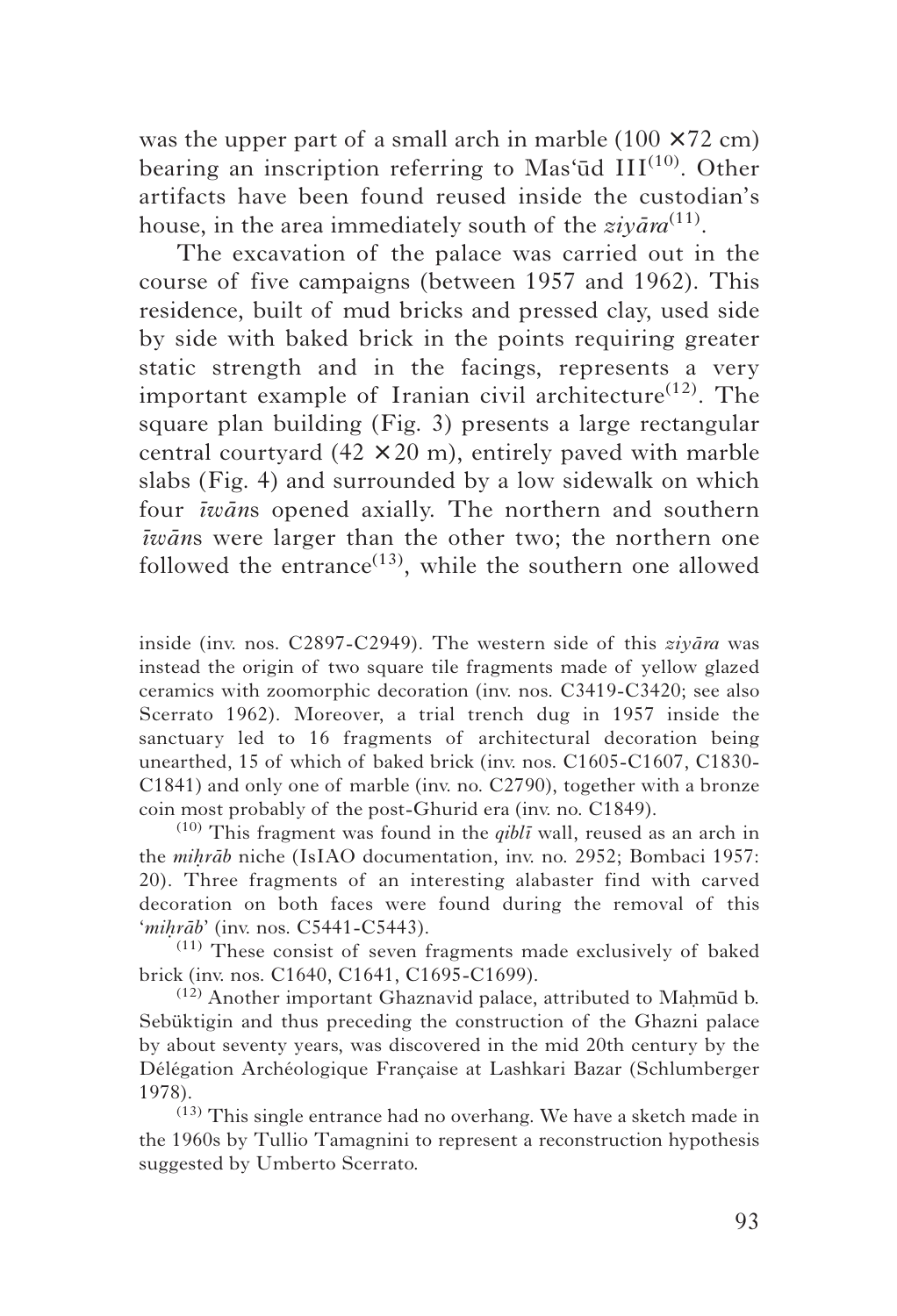was the upper part of a small arch in marble (100 × 72 cm) bearing an inscription referring to Mas'ūd III[10]. Other artifacts have been found reused inside the custodian's house, in the area immediately south of the *ziyāra*[11].

The excavation of the palace was carried out in the course of five campaigns (between 1957 and 1962). This residence, built of mud bricks and pressed clay, used side by side with baked brick in the points requiring greater static strength and in the facings, represents a very important example of Iranian civil architecture[12]. The square plan building (Fig. 3) presents a large rectangular central courtyard (42 × 20 m), entirely paved with marble slabs (Fig. 4) and surrounded by a low sidewalk on which four *īwān*s opened axially. The northern and southern *īwān*s were larger than the other two; the northern one followed the entrance[13], while the southern one allowed

inside (inv. nos. C2897-C2949). The western side of this *ziyāra* was instead the origin of two square tile fragments made of yellow glazed ceramics with zoomorphic decoration (inv. nos. C3419-C3420; see also Scerrato 1962). Moreover, a trial trench dug in 1957 inside the sanctuary led to 16 fragments of architectural decoration being unearthed, 15 of which of baked brick (inv. nos. C1605-C1607, C1830-C1841) and only one of marble (inv. no. C2790), together with a bronze coin most probably of the post-Ghurid era (inv. no. C1849).

[10] This fragment was found in the *qiblī* wall, reused as an arch in the *miḥrāb* niche (IsIAO documentation, inv. no. 2952; Bombaci 1957: 20). Three fragments of an interesting alabaster find with carved decoration on both faces were found during the removal of this '*miḥrāb*' (inv. nos. C5441-C5443).

[11] These consist of seven fragments made exclusively of baked brick (inv. nos. C1640, C1641, C1695-C1699).

[12] Another important Ghaznavid palace, attributed to Maḥmūd b. Sebüktigin and thus preceding the construction of the Ghazni palace by about seventy years, was discovered in the mid 20th century by the Délégation Archéologique Française at Lashkari Bazar (Schlumberger 1978).

[13] This single entrance had no overhang. We have a sketch made in the 1960s by Tullio Tamagnini to represent a reconstruction hypothesis suggested by Umberto Scerrato.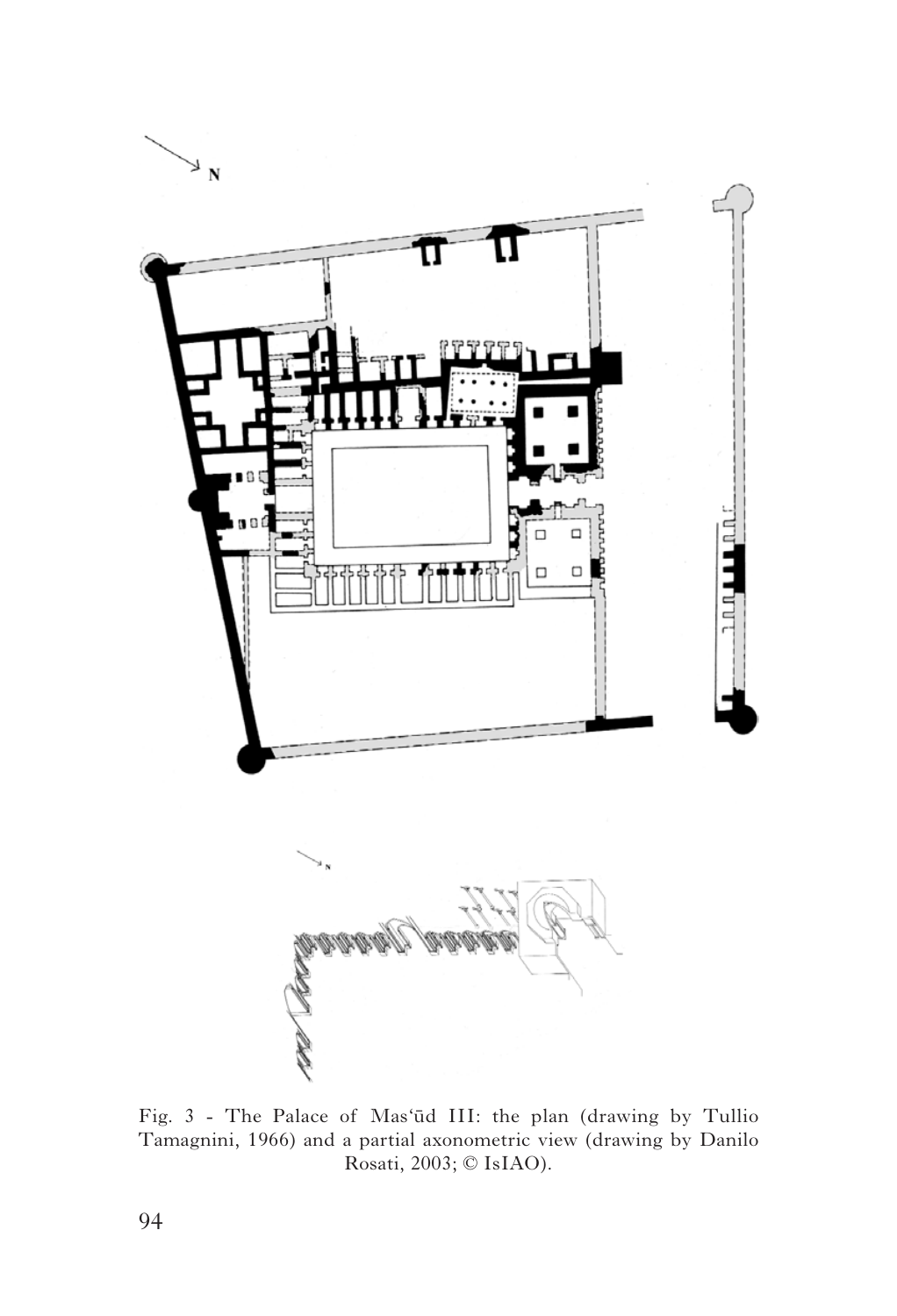N

N

Fig. 3 - The Palace of Mas'ūd III: the plan (drawing by Tullio Tamagnini, 1966) and a partial axonometric view (drawing by Danilo Rosati, 2003; © IsIAO).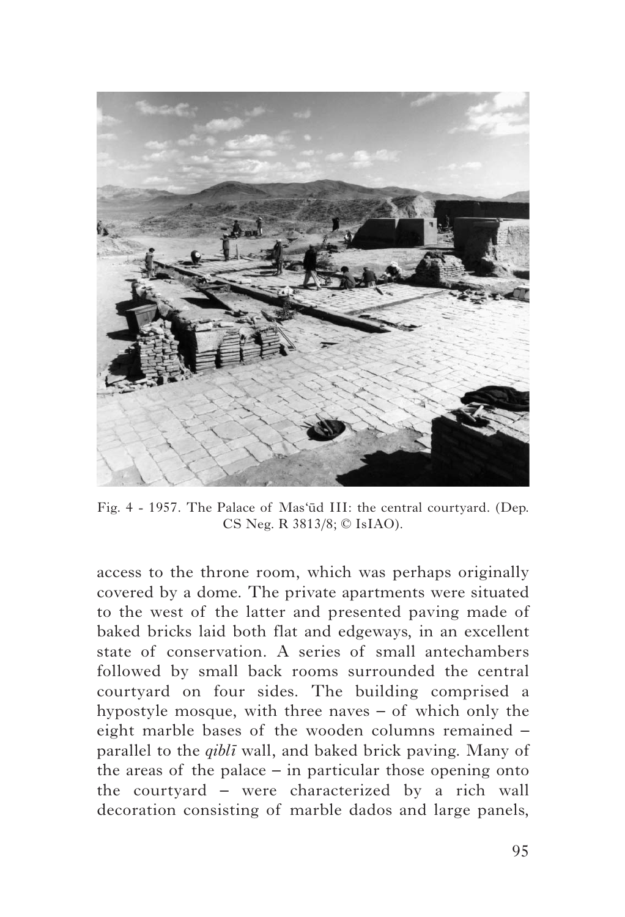Fig. 4 - 1957. The Palace of Mas'ūd III: the central courtyard. (Dep. CS Neg. R 3813/8; © IsIAO).

access to the throne room, which was perhaps originally covered by a dome. The private apartments were situated to the west of the latter and presented paving made of baked bricks laid both flat and edgeways, in an excellent state of conservation. A series of small antechambers followed by small back rooms surrounded the central courtyard on four sides. The building comprised a hypostyle mosque, with three naves – of which only the eight marble bases of the wooden columns remained – parallel to the *qiblī* wall, and baked brick paving. Many of the areas of the palace – in particular those opening onto the courtyard – were characterized by a rich wall decoration consisting of marble dados and large panels,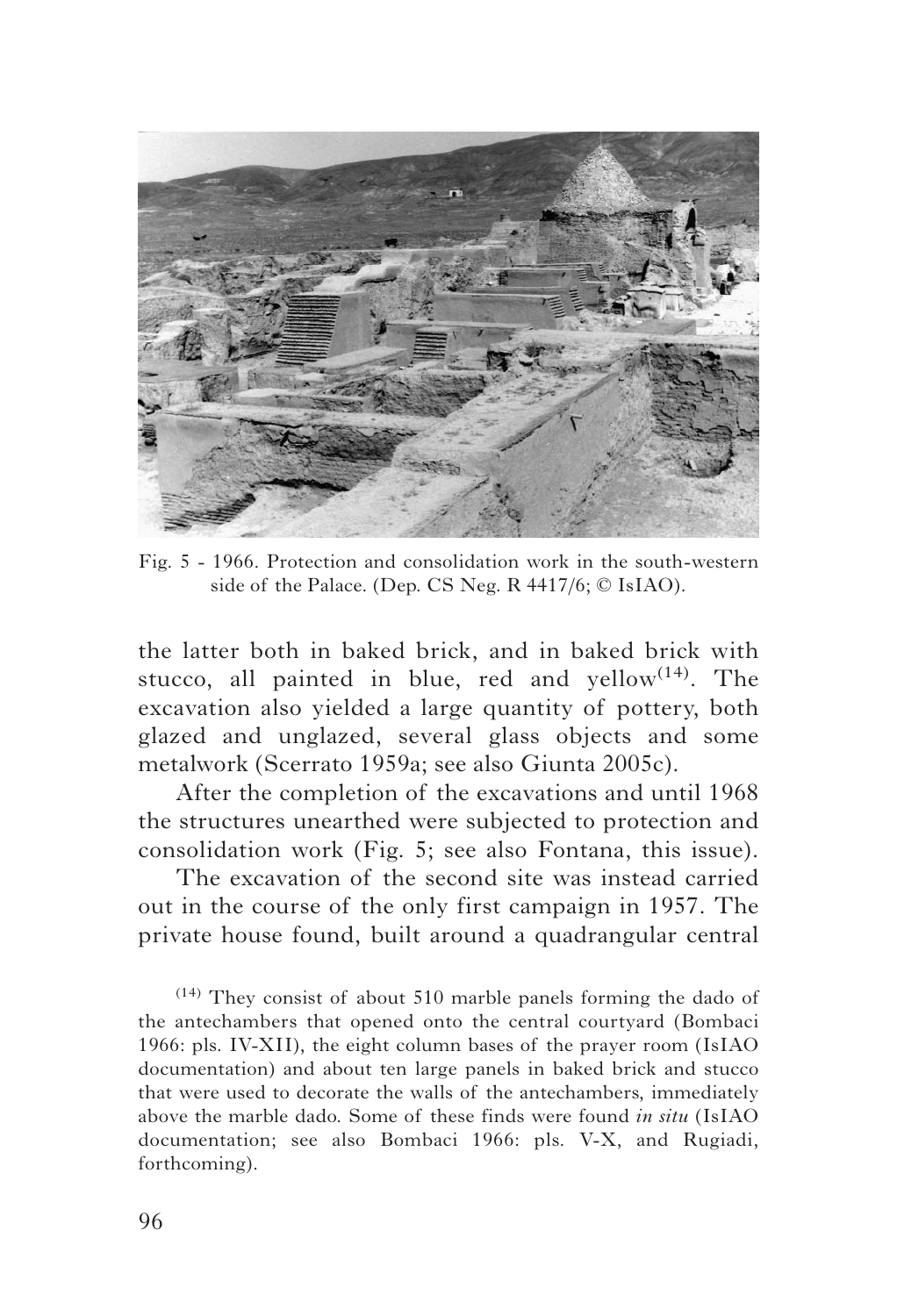Fig. 5 - 1966. Protection and consolidation work in the south-western side of the Palace. (Dep. CS Neg. R 4417/6; © IsIAO).

the latter both in baked brick, and in baked brick with stucco, all painted in blue, red and yellow[14]. The excavation also yielded a large quantity of pottery, both glazed and unglazed, several glass objects and some metalwork (Scerrato 1959a; see also Giunta 2005c).

After the completion of the excavations and until 1968 the structures unearthed were subjected to protection and consolidation work (Fig. 5; see also Fontana, this issue).

The excavation of the second site was instead carried out in the course of the only first campaign in 1957. The private house found, built around a quadrangular central

[14] They consist of about 510 marble panels forming the dado of the antechambers that opened onto the central courtyard (Bombaci 1966: pls. IV-XII), the eight column bases of the prayer room (IsIAO documentation) and about ten large panels in baked brick and stucco that were used to decorate the walls of the antechambers, immediately above the marble dado. Some of these finds were found *in situ* (IsIAO documentation; see also Bombaci 1966: pls. V-X, and Rugiadi, forthcoming).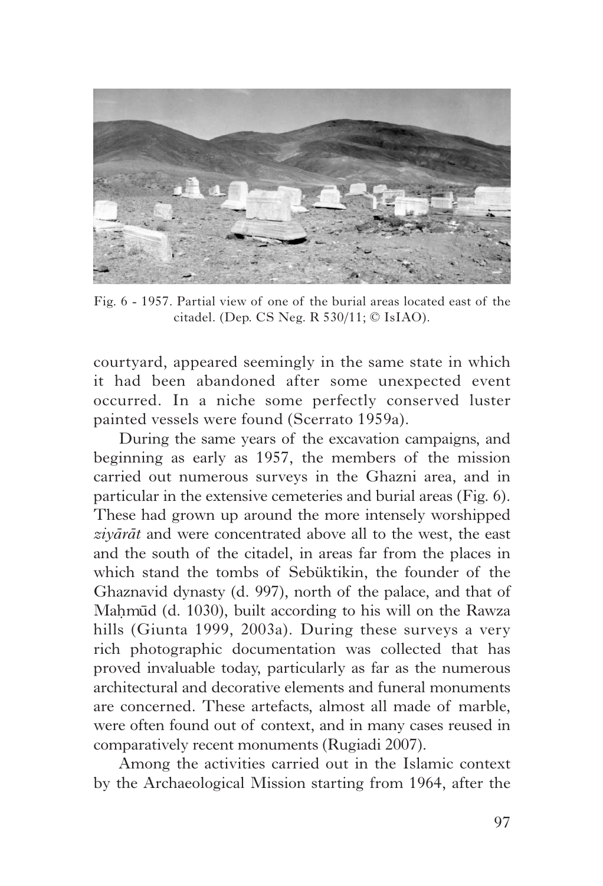Fig. 6 - 1957. Partial view of one of the burial areas located east of the citadel. (Dep. CS Neg. R 530/11; © IsIAO).

courtyard, appeared seemingly in the same state in which it had been abandoned after some unexpected event occurred. In a niche some perfectly conserved luster painted vessels were found (Scerrato 1959a).

During the same years of the excavation campaigns, and beginning as early as 1957, the members of the mission carried out numerous surveys in the Ghazni area, and in particular in the extensive cemeteries and burial areas (Fig. 6). These had grown up around the more intensely worshipped *ziyārāt* and were concentrated above all to the west, the east and the south of the citadel, in areas far from the places in which stand the tombs of Sebüktikin, the founder of the Ghaznavid dynasty (d. 997), north of the palace, and that of Maḥmūd (d. 1030), built according to his will on the Rawza hills (Giunta 1999, 2003a). During these surveys a very rich photographic documentation was collected that has proved invaluable today, particularly as far as the numerous architectural and decorative elements and funeral monuments are concerned. These artefacts, almost all made of marble, were often found out of context, and in many cases reused in comparatively recent monuments (Rugiadi 2007).

Among the activities carried out in the Islamic context by the Archaeological Mission starting from 1964, after the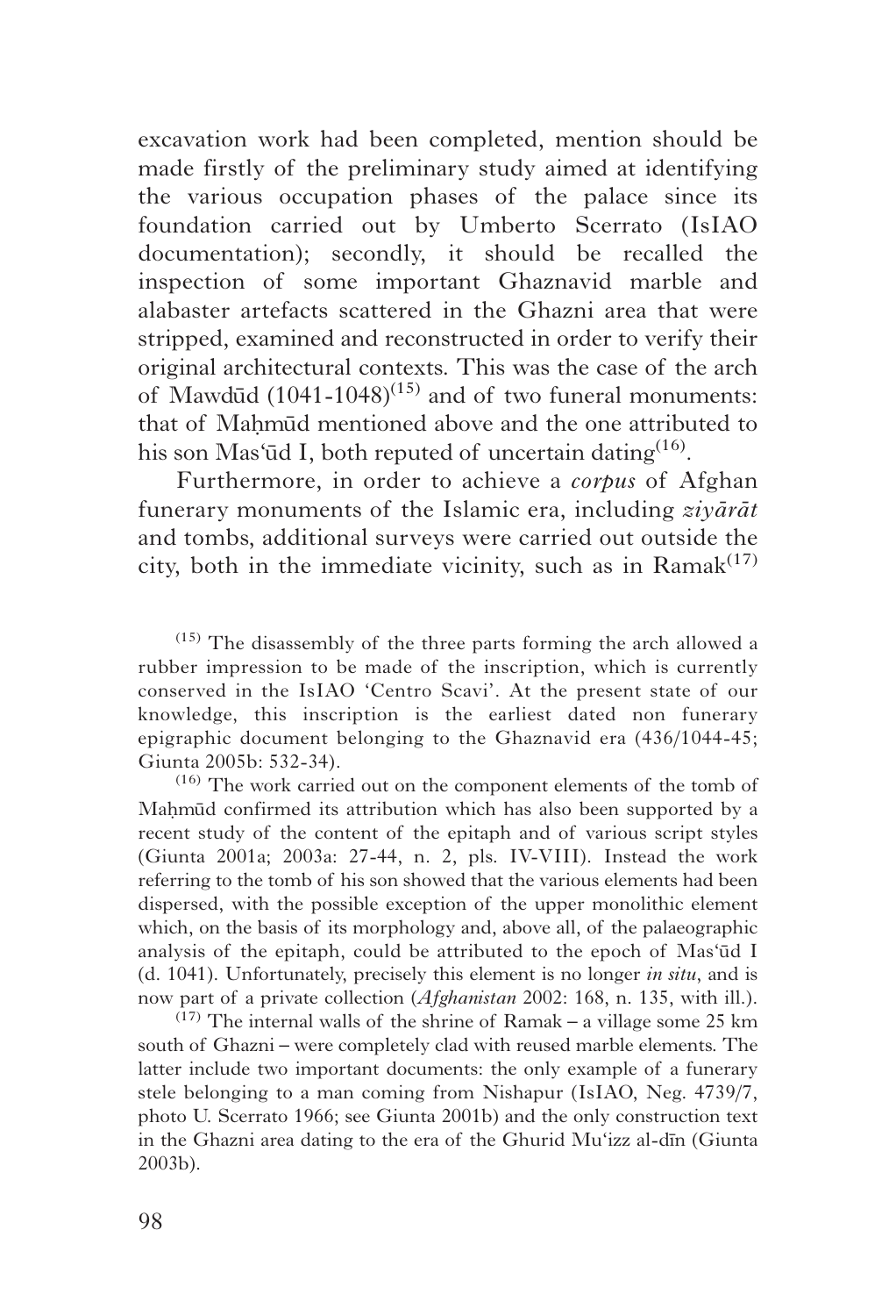excavation work had been completed, mention should be made firstly of the preliminary study aimed at identifying the various occupation phases of the palace since its foundation carried out by Umberto Scerrato (IsIAO documentation); secondly, it should be recalled the inspection of some important Ghaznavid marble and alabaster artefacts scattered in the Ghazni area that were stripped, examined and reconstructed in order to verify their original architectural contexts. This was the case of the arch of Mawdūd (1041-1048)[15] and of two funeral monuments: that of Maḥmūd mentioned above and the one attributed to his son Mas'ūd I, both reputed of uncertain dating[16].

Furthermore, in order to achieve a *corpus* of Afghan funerary monuments of the Islamic era, including *ziyārāt* and tombs, additional surveys were carried out outside the city, both in the immediate vicinity, such as in Ramak[17]

[15] The disassembly of the three parts forming the arch allowed a rubber impression to be made of the inscription, which is currently conserved in the IsIAO 'Centro Scavi'. At the present state of our knowledge, this inscription is the earliest dated non funerary epigraphic document belonging to the Ghaznavid era (436/1044-45; Giunta 2005b: 532-34).

[16] The work carried out on the component elements of the tomb of Maḥmūd confirmed its attribution which has also been supported by a recent study of the content of the epitaph and of various script styles (Giunta 2001a; 2003a: 27-44, n. 2, pls. IV-VIII). Instead the work referring to the tomb of his son showed that the various elements had been dispersed, with the possible exception of the upper monolithic element which, on the basis of its morphology and, above all, of the palaeographic analysis of the epitaph, could be attributed to the epoch of Mas'ūd I (d. 1041). Unfortunately, precisely this element is no longer *in situ*, and is now part of a private collection (*Afghanistan* 2002: 168, n. 135, with ill.).

[17] The internal walls of the shrine of Ramak – a village some 25 km south of Ghazni – were completely clad with reused marble elements. The latter include two important documents: the only example of a funerary stele belonging to a man coming from Nishapur (IsIAO, Neg. 4739/7, photo U. Scerrato 1966; see Giunta 2001b) and the only construction text in the Ghazni area dating to the era of the Ghurid Mu'izz al-dīn (Giunta 2003b).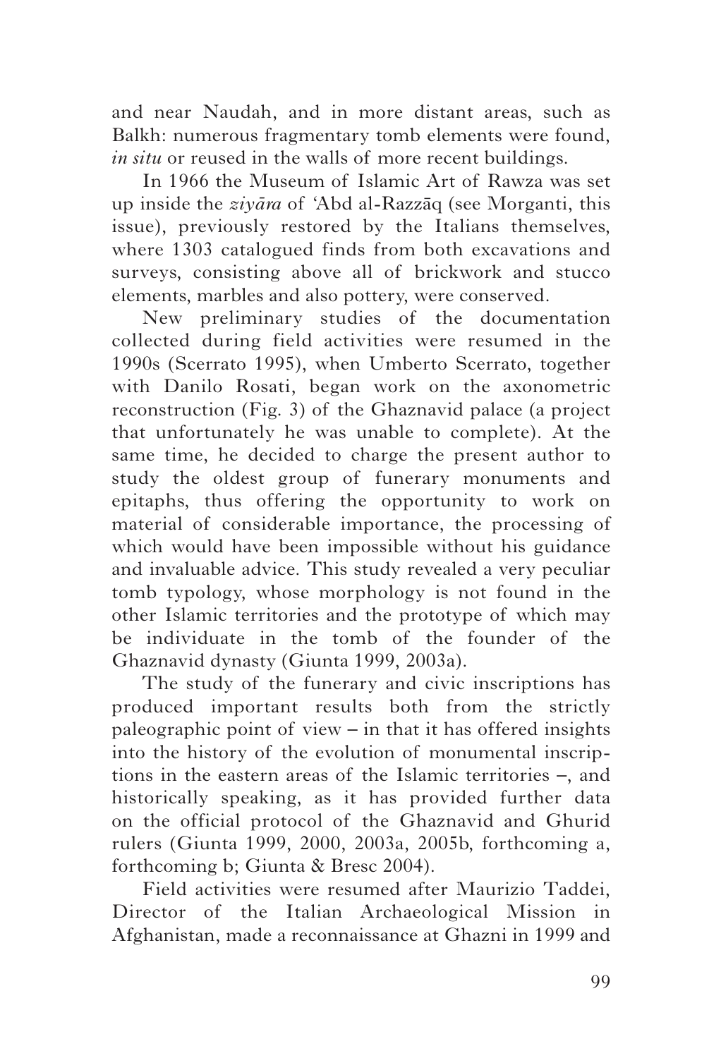and near Naudah, and in more distant areas, such as Balkh: numerous fragmentary tomb elements were found, *in situ* or reused in the walls of more recent buildings.

In 1966 the Museum of Islamic Art of Rawza was set up inside the *ziyāra* of 'Abd al-Razzāq (see Morganti, this issue), previously restored by the Italians themselves, where 1303 catalogued finds from both excavations and surveys, consisting above all of brickwork and stucco elements, marbles and also pottery, were conserved.

New preliminary studies of the documentation collected during field activities were resumed in the 1990s (Scerrato 1995), when Umberto Scerrato, together with Danilo Rosati, began work on the axonometric reconstruction (Fig. 3) of the Ghaznavid palace (a project that unfortunately he was unable to complete). At the same time, he decided to charge the present author to study the oldest group of funerary monuments and epitaphs, thus offering the opportunity to work on material of considerable importance, the processing of which would have been impossible without his guidance and invaluable advice. This study revealed a very peculiar tomb typology, whose morphology is not found in the other Islamic territories and the prototype of which may be individuate in the tomb of the founder of the Ghaznavid dynasty (Giunta 1999, 2003a).

The study of the funerary and civic inscriptions has produced important results both from the strictly paleographic point of view – in that it has offered insights into the history of the evolution of monumental inscriptions in the eastern areas of the Islamic territories –, and historically speaking, as it has provided further data on the official protocol of the Ghaznavid and Ghurid rulers (Giunta 1999, 2000, 2003a, 2005b, forthcoming a, forthcoming b; Giunta & Bresc 2004).

Field activities were resumed after Maurizio Taddei, Director of the Italian Archaeological Mission in Afghanistan, made a reconnaissance at Ghazni in 1999 and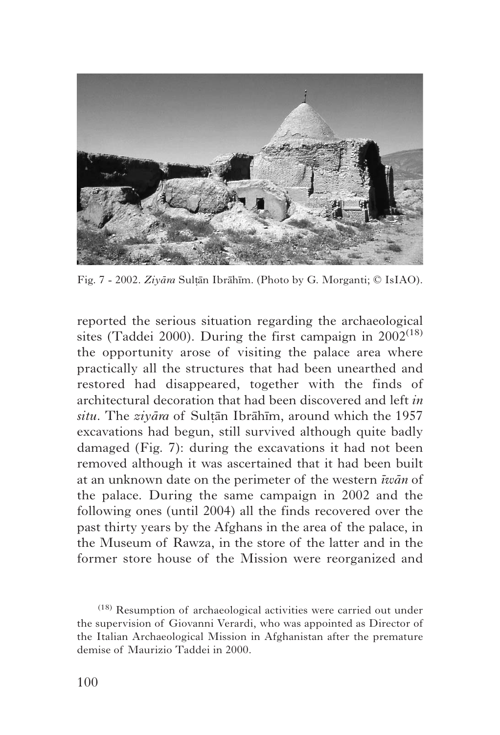Fig. 7 - 2002. *Ziyāra* Sulṭān Ibrāhīm. (Photo by G. Morganti; © IsIAO).

reported the serious situation regarding the archaeological sites (Taddei 2000). During the first campaign in 2002[18] the opportunity arose of visiting the palace area where practically all the structures that had been unearthed and restored had disappeared, together with the finds of architectural decoration that had been discovered and left *in situ*. The *ziyāra* of Sulṭān Ibrāhīm, around which the 1957 excavations had begun, still survived although quite badly damaged (Fig. 7): during the excavations it had not been removed although it was ascertained that it had been built at an unknown date on the perimeter of the western *īwān* of the palace. During the same campaign in 2002 and the following ones (until 2004) all the finds recovered over the past thirty years by the Afghans in the area of the palace, in the Museum of Rawza, in the store of the latter and in the former store house of the Mission were reorganized and

[18] Resumption of archaeological activities were carried out under the supervision of Giovanni Verardi, who was appointed as Director of the Italian Archaeological Mission in Afghanistan after the premature demise of Maurizio Taddei in 2000.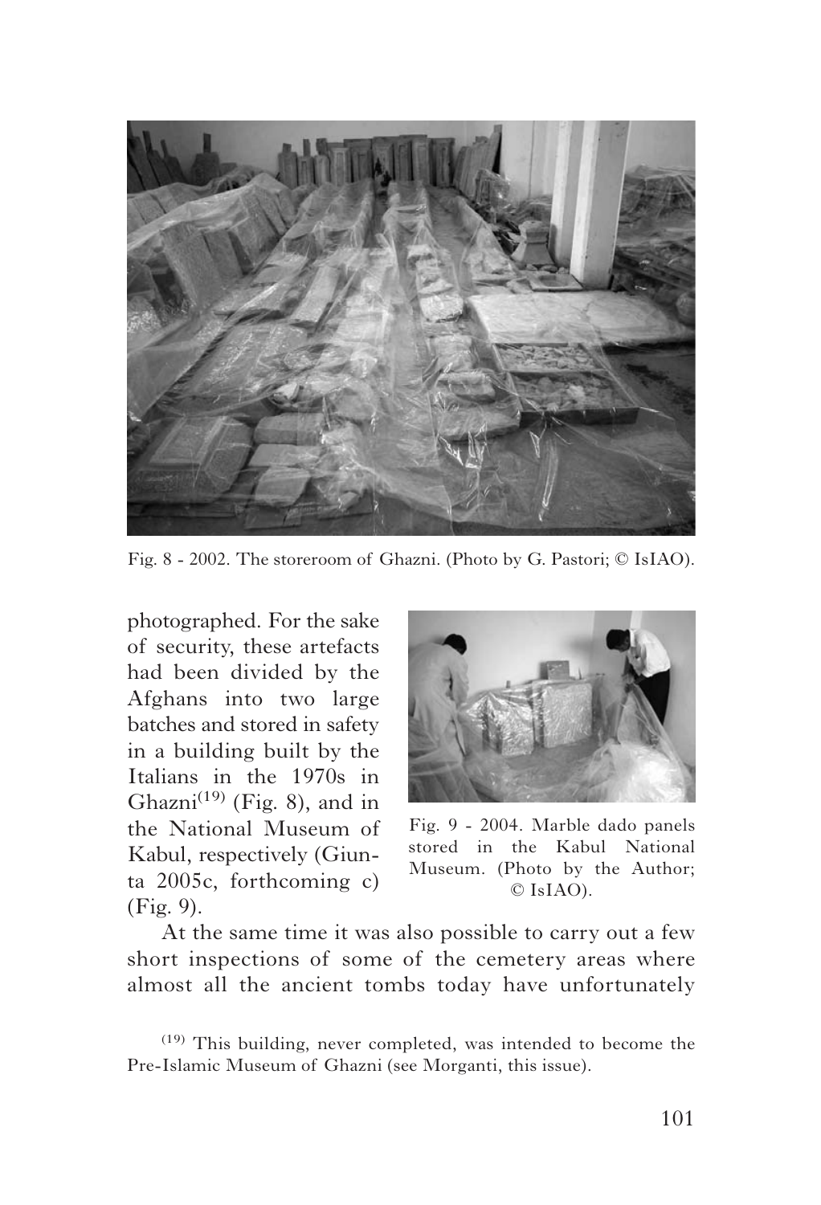Fig. 8 - 2002. The storeroom of Ghazni. (Photo by G. Pastori; © IsIAO).

photographed. For the sake of security, these artefacts had been divided by the Afghans into two large batches and stored in safety in a building built by the Italians in the 1970s in Ghazni[19] (Fig. 8), and in the National Museum of Kabul, respectively (Giunta 2005c, forthcoming c) (Fig. 9).

Fig. 9 - 2004. Marble dado panels stored in the Kabul National Museum. (Photo by the Author; © IsIAO).

At the same time it was also possible to carry out a few short inspections of some of the cemetery areas where almost all the ancient tombs today have unfortunately

[19] This building, never completed, was intended to become the Pre-Islamic Museum of Ghazni (see Morganti, this issue).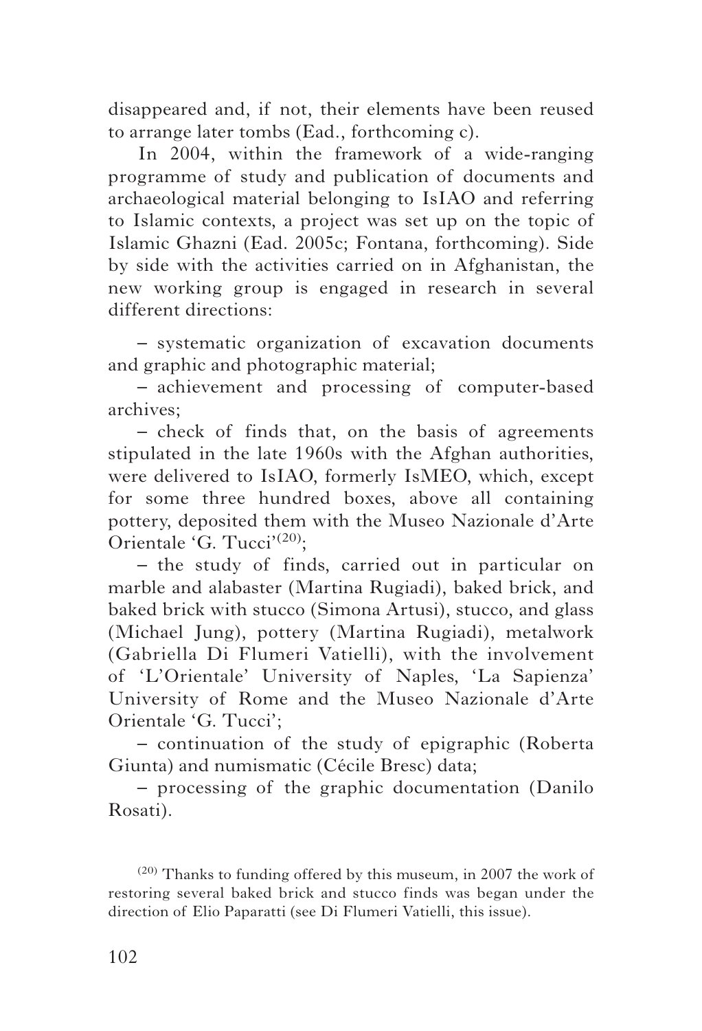disappeared and, if not, their elements have been reused to arrange later tombs (Ead., forthcoming c).

In 2004, within the framework of a wide-ranging programme of study and publication of documents and archaeological material belonging to IsIAO and referring to Islamic contexts, a project was set up on the topic of Islamic Ghazni (Ead. 2005c; Fontana, forthcoming). Side by side with the activities carried on in Afghanistan, the new working group is engaged in research in several different directions:

– systematic organization of excavation documents and graphic and photographic material;

– achievement and processing of computer-based archives;

– check of finds that, on the basis of agreements stipulated in the late 1960s with the Afghan authorities, were delivered to IsIAO, formerly IsMEO, which, except for some three hundred boxes, above all containing pottery, deposited them with the Museo Nazionale d'Arte Orientale 'G. Tucci'[20];

– the study of finds, carried out in particular on marble and alabaster (Martina Rugiadi), baked brick, and baked brick with stucco (Simona Artusi), stucco, and glass (Michael Jung), pottery (Martina Rugiadi), metalwork (Gabriella Di Flumeri Vatielli), with the involvement of 'L'Orientale' University of Naples, 'La Sapienza' University of Rome and the Museo Nazionale d'Arte Orientale 'G. Tucci';

– continuation of the study of epigraphic (Roberta Giunta) and numismatic (Cécile Bresc) data;

– processing of the graphic documentation (Danilo Rosati).

[20] Thanks to funding offered by this museum, in 2007 the work of restoring several baked brick and stucco finds was began under the direction of Elio Paparatti (see Di Flumeri Vatielli, this issue).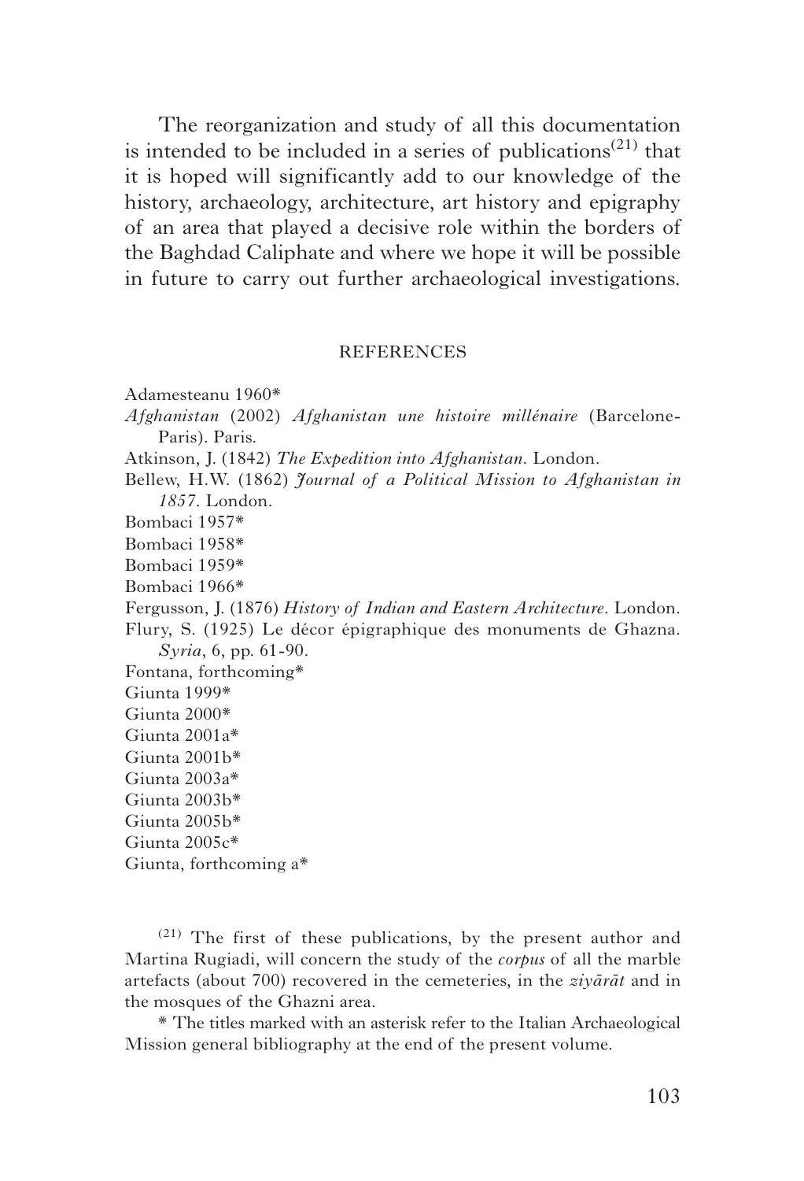The reorganization and study of all this documentation is intended to be included in a series of publications[21] that it is hoped will significantly add to our knowledge of the history, archaeology, architecture, art history and epigraphy of an area that played a decisive role within the borders of the Baghdad Caliphate and where we hope it will be possible in future to carry out further archaeological investigations.

## REFERENCES

Adamesteanu 1960*

*Afghanistan* (2002) *Afghanistan une histoire millénaire* (Barcelone-Paris). Paris.

Atkinson, J. (1842) *The Expedition into Afghanistan*. London.

Bellew, H.W. (1862) *Journal of a Political Mission to Afghanistan in 1857*. London.

Bombaci 1957*

Bombaci 1958*

Bombaci 1959*

Bombaci 1966*

Fergusson, J. (1876) *History of Indian and Eastern Architecture*. London.

Flury, S. (1925) Le décor épigraphique des monuments de Ghazna. *Syria*, 6, pp. 61-90.

Fontana, forthcoming*

Giunta 1999*

Giunta 2000*

Giunta 2001a*

Giunta 2001b*

Giunta 2003a*

Giunta 2003b*

Giunta 2005b*

Giunta 2005c*

Giunta, forthcoming a*

---

[21] The first of these publications, by the present author and Martina Rugiadi, will concern the study of the *corpus* of all the marble artefacts (about 700) recovered in the cemeteries, in the *ziyārāt* and in the mosques of the Ghazni area.

* The titles marked with an asterisk refer to the Italian Archaeological Mission general bibliography at the end of the present volume.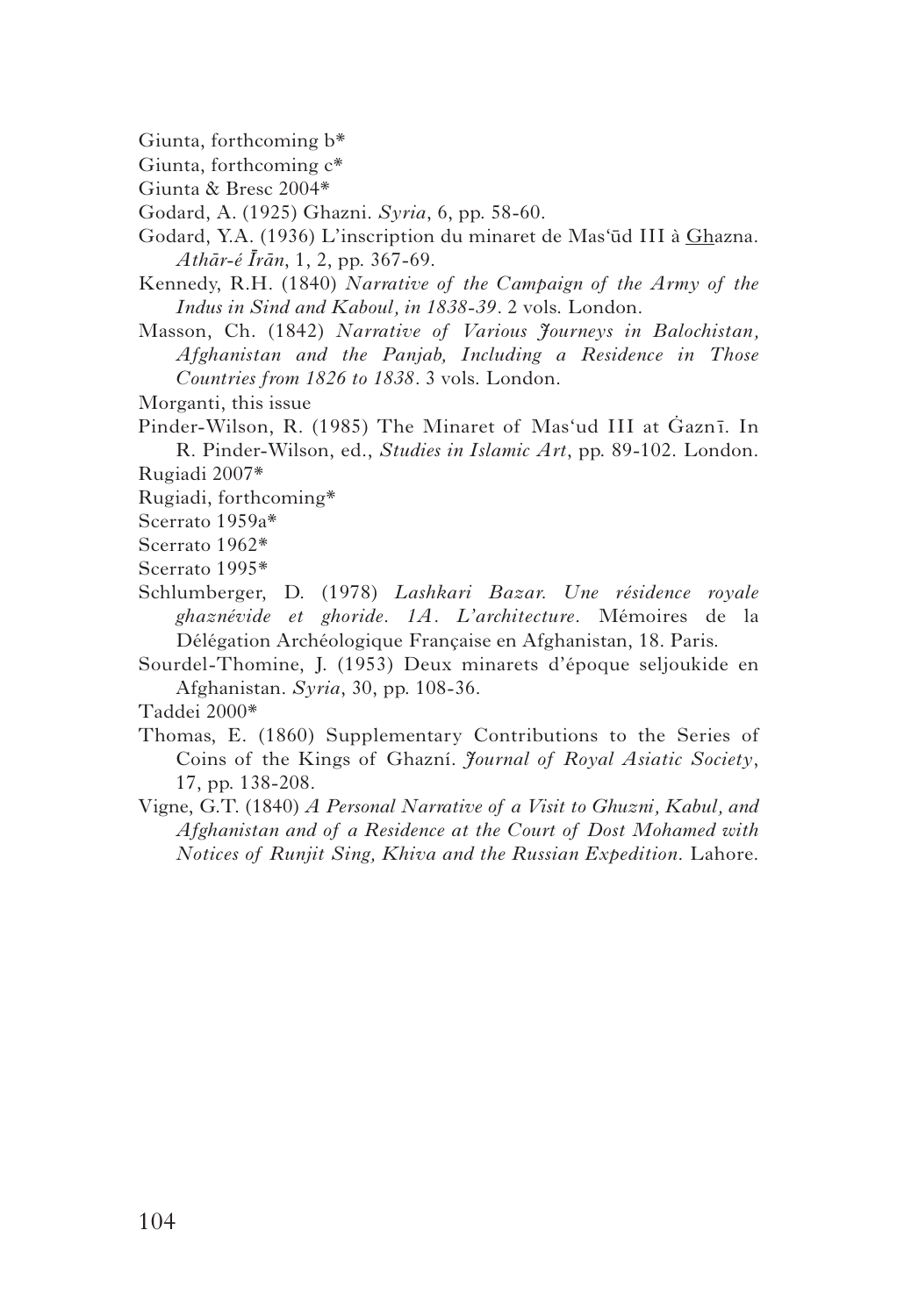Giunta, forthcoming b*

Giunta, forthcoming c*

Giunta & Bresc 2004*

Godard, A. (1925) Ghazni. *Syria*, 6, pp. 58-60.

Godard, Y.A. (1936) L'inscription du minaret de Mas'ūd III à <u>Gh</u>azna. *Athār-é Īrān*, 1, 2, pp. 367-69.

Kennedy, R.H. (1840) *Narrative of the Campaign of the Army of the Indus in Sind and Kaboul, in 1838-39*. 2 vols. London.

Masson, Ch. (1842) *Narrative of Various Journeys in Balochistan, Afghanistan and the Panjab, Including a Residence in Those Countries from 1826 to 1838*. 3 vols. London.

Morganti, this issue

Pinder-Wilson, R. (1985) The Minaret of Mas'ud III at Ġaznī. In R. Pinder-Wilson, ed., *Studies in Islamic Art*, pp. 89-102. London.

Rugiadi 2007*

Rugiadi, forthcoming*

Scerrato 1959a*

Scerrato 1962*

Scerrato 1995*

Schlumberger, D. (1978) *Lashkari Bazar. Une résidence royale ghaznévide et ghoride. 1A. L'architecture*. Mémoires de la Délégation Archéologique Française en Afghanistan, 18. Paris.

Sourdel-Thomine, J. (1953) Deux minarets d'époque seljoukide en Afghanistan. *Syria*, 30, pp. 108-36.

Taddei 2000*

Thomas, E. (1860) Supplementary Contributions to the Series of Coins of the Kings of Ghazní. *Journal of Royal Asiatic Society*, 17, pp. 138-208.

Vigne, G.T. (1840) *A Personal Narrative of a Visit to Ghuzni, Kabul, and Afghanistan and of a Residence at the Court of Dost Mohamed with Notices of Runjit Sing, Khiva and the Russian Expedition*. Lahore.